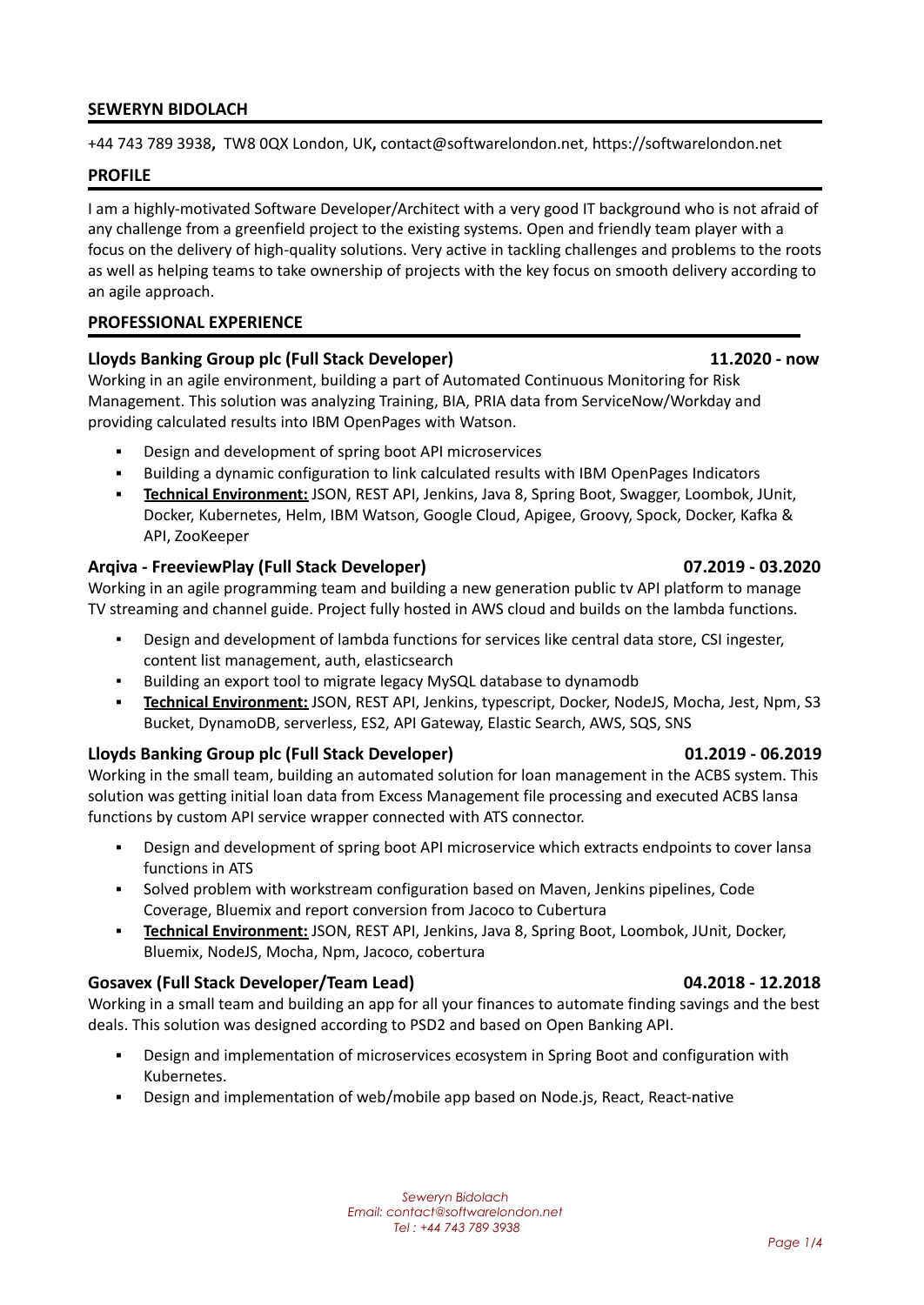## SEWERYN BIDOLACH

+44 743 789 3938**,** TW8 0QX London, UK**,** contact@softwarelondon.net, https://softwarelondon.net

## PROFILE

I am a highly-motivated Software Developer/Architect with a very good IT background who is not afraid of any challenge from a greenfield project to the existing systems. Open and friendly team player with a focus on the delivery of high-quality solutions. Very active in tackling challenges and problems to the roots as well as helping teams to take ownership of projects with the key focus on smooth delivery according to an agile approach.

## PROFESSIONAL EXPERIENCE

### Lloyds Banking Group plc (Full Stack Developer) — 11.2020 - now

Working in an agile environment, building a part of Automated Continuous Monitoring for Risk Management. This solution was analyzing Training, BIA, PRIA data from ServiceNow/Workday and providing calculated results into IBM OpenPages with Watson.

- Design and development of spring boot API microservices
- Building a dynamic configuration to link calculated results with IBM OpenPages Indicators
- **Technical Environment:** JSON, REST API, Jenkins, Java 8, Spring Boot, Swagger, Loombok, JUnit, Docker, Kubernetes, Helm, IBM Watson, Google Cloud, Apigee, Groovy, Spock, Docker, Kafka & API, ZooKeeper

### Arqiva - FreeviewPlay (Full Stack Developer) — 07.2019 - 03.2020

Working in an agile programming team and building a new generation public tv API platform to manage TV streaming and channel guide. Project fully hosted in AWS cloud and builds on the lambda functions.

- Design and development of lambda functions for services like central data store, CSI ingester, content list management, auth, elasticsearch
- Building an export tool to migrate legacy MySQL database to dynamodb
- **Technical Environment:** JSON, REST API, Jenkins, typescript, Docker, NodeJS, Mocha, Jest, Npm, S3 Bucket, DynamoDB, serverless, ES2, API Gateway, Elastic Search, AWS, SQS, SNS

### Lloyds Banking Group plc (Full Stack Developer) — 01.2019 - 06.2019

Working in the small team, building an automated solution for loan management in the ACBS system. This solution was getting initial loan data from Excess Management file processing and executed ACBS lansa functions by custom API service wrapper connected with ATS connector.

- Design and development of spring boot API microservice which extracts endpoints to cover lansa functions in ATS
- Solved problem with workstream configuration based on Maven, Jenkins pipelines, Code Coverage, Bluemix and report conversion from Jacoco to Cubertura
- **Technical Environment:** JSON, REST API, Jenkins, Java 8, Spring Boot, Loombok, JUnit, Docker, Bluemix, NodeJS, Mocha, Npm, Jacoco, cobertura

### Gosavex (Full Stack Developer/Team Lead) — 04.2018 - 12.2018

Working in a small team and building an app for all your finances to automate finding savings and the best deals. This solution was designed according to PSD2 and based on Open Banking API.

- Design and implementation of microservices ecosystem in Spring Boot and configuration with Kubernetes.
- Design and implementation of web/mobile app based on Node.js, React, React-native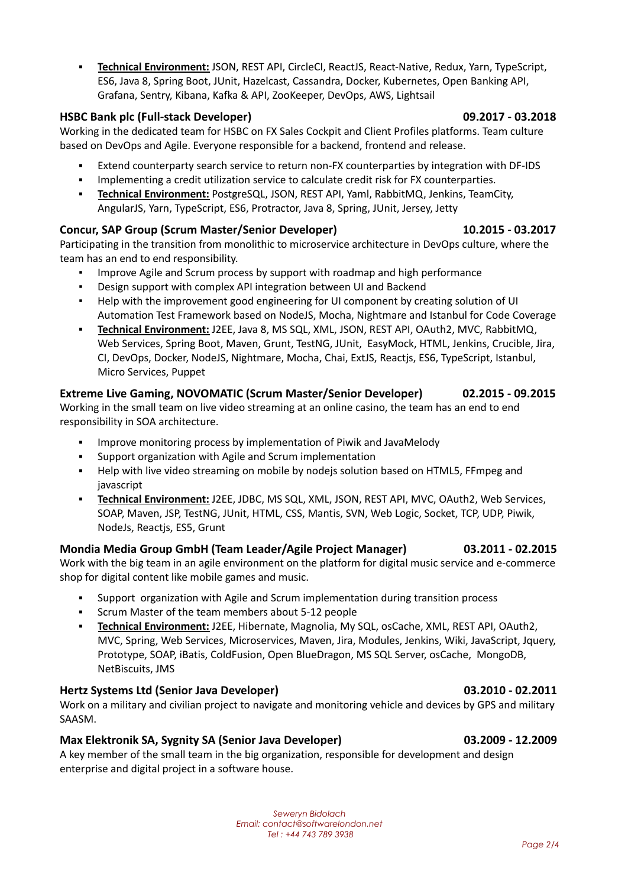- **Technical Environment:** JSON, REST API, CircleCI, ReactJS, React-Native, Redux, Yarn, TypeScript, ES6, Java 8, Spring Boot, JUnit, Hazelcast, Cassandra, Docker, Kubernetes, Open Banking API, Grafana, Sentry, Kibana, Kafka & API, ZooKeeper, DevOps, AWS, Lightsail

### HSBC Bank plc (Full-stack Developer) — 09.2017 - 03.2018

Working in the dedicated team for HSBC on FX Sales Cockpit and Client Profiles platforms. Team culture based on DevOps and Agile. Everyone responsible for a backend, frontend and release.

- Extend counterparty search service to return non-FX counterparties by integration with DF-IDS
- Implementing a credit utilization service to calculate credit risk for FX counterparties.
- **Technical Environment:** PostgreSQL, JSON, REST API, Yaml, RabbitMQ, Jenkins, TeamCity, AngularJS, Yarn, TypeScript, ES6, Protractor, Java 8, Spring, JUnit, Jersey, Jetty

### Concur, SAP Group (Scrum Master/Senior Developer) — 10.2015 - 03.2017

Participating in the transition from monolithic to microservice architecture in DevOps culture, where the team has an end to end responsibility.

- Improve Agile and Scrum process by support with roadmap and high performance
- Design support with complex API integration between UI and Backend
- Help with the improvement good engineering for UI component by creating solution of UI Automation Test Framework based on NodeJS, Mocha, Nightmare and Istanbul for Code Coverage
- **Technical Environment:** J2EE, Java 8, MS SQL, XML, JSON, REST API, OAuth2, MVC, RabbitMQ, Web Services, Spring Boot, Maven, Grunt, TestNG, JUnit, EasyMock, HTML, Jenkins, Crucible, Jira, CI, DevOps, Docker, NodeJS, Nightmare, Mocha, Chai, ExtJS, Reactjs, ES6, TypeScript, Istanbul, Micro Services, Puppet

### Extreme Live Gaming, NOVOMATIC (Scrum Master/Senior Developer) — 02.2015 - 09.2015

Working in the small team on live video streaming at an online casino, the team has an end to end responsibility in SOA architecture.

- Improve monitoring process by implementation of Piwik and JavaMelody
- Support organization with Agile and Scrum implementation
- Help with live video streaming on mobile by nodejs solution based on HTML5, FFmpeg and javascript
- **Technical Environment:** J2EE, JDBC, MS SQL, XML, JSON, REST API, MVC, OAuth2, Web Services, SOAP, Maven, JSP, TestNG, JUnit, HTML, CSS, Mantis, SVN, Web Logic, Socket, TCP, UDP, Piwik, NodeJs, Reactjs, ES5, Grunt

### Mondia Media Group GmbH (Team Leader/Agile Project Manager) — 03.2011 - 02.2015

Work with the big team in an agile environment on the platform for digital music service and e-commerce shop for digital content like mobile games and music.

- Support organization with Agile and Scrum implementation during transition process
- Scrum Master of the team members about 5-12 people
- **Technical Environment:** J2EE, Hibernate, Magnolia, My SQL, osCache, XML, REST API, OAuth2, MVC, Spring, Web Services, Microservices, Maven, Jira, Modules, Jenkins, Wiki, JavaScript, Jquery, Prototype, SOAP, iBatis, ColdFusion, Open BlueDragon, MS SQL Server, osCache, MongoDB, NetBiscuits, JMS

### Hertz Systems Ltd (Senior Java Developer) — 03.2010 - 02.2011

Work on a military and civilian project to navigate and monitoring vehicle and devices by GPS and military SAASM.

### Max Elektronik SA, Sygnity SA (Senior Java Developer) — 03.2009 - 12.2009

A key member of the small team in the big organization, responsible for development and design enterprise and digital project in a software house.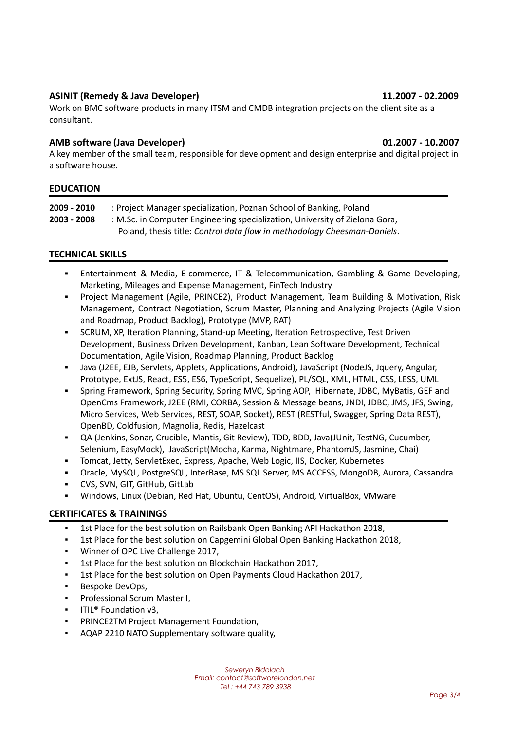**ASINIT (Remedy & Java Developer)** **11.2007 - 02.2009**

Work on BMC software products in many ITSM and CMDB integration projects on the client site as a consultant.

**AMB software (Java Developer)** **01.2007 - 10.2007**

A key member of the small team, responsible for development and design enterprise and digital project in a software house.

## EDUCATION

**2009 - 2010** : Project Manager specialization, Poznan School of Banking, Poland

**2003 - 2008** : M.Sc. in Computer Engineering specialization, University of Zielona Gora, Poland, thesis title: *Control data flow in methodology Cheesman-Daniels*.

## TECHNICAL SKILLS

- Entertainment & Media, E-commerce, IT & Telecommunication, Gambling & Game Developing, Marketing, Mileages and Expense Management, FinTech Industry
- Project Management (Agile, PRINCE2), Product Management, Team Building & Motivation, Risk Management, Contract Negotiation, Scrum Master, Planning and Analyzing Projects (Agile Vision and Roadmap, Product Backlog), Prototype (MVP, RAT)
- SCRUM, XP, Iteration Planning, Stand-up Meeting, Iteration Retrospective, Test Driven Development, Business Driven Development, Kanban, Lean Software Development, Technical Documentation, Agile Vision, Roadmap Planning, Product Backlog
- Java (J2EE, EJB, Servlets, Applets, Applications, Android), JavaScript (NodeJS, Jquery, Angular, Prototype, ExtJS, React, ES5, ES6, TypeScript, Sequelize), PL/SQL, XML, HTML, CSS, LESS, UML
- Spring Framework, Spring Security, Spring MVC, Spring AOP, Hibernate, JDBC, MyBatis, GEF and OpenCms Framework, J2EE (RMI, CORBA, Session & Message beans, JNDI, JDBC, JMS, JFS, Swing, Micro Services, Web Services, REST, SOAP, Socket), REST (RESTful, Swagger, Spring Data REST), OpenBD, Coldfusion, Magnolia, Redis, Hazelcast
- QA (Jenkins, Sonar, Crucible, Mantis, Git Review), TDD, BDD, Java(JUnit, TestNG, Cucumber, Selenium, EasyMock), JavaScript(Mocha, Karma, Nightmare, PhantomJS, Jasmine, Chai)
- Tomcat, Jetty, ServletExec, Express, Apache, Web Logic, IIS, Docker, Kubernetes
- Oracle, MySQL, PostgreSQL, InterBase, MS SQL Server, MS ACCESS, MongoDB, Aurora, Cassandra
- CVS, SVN, GIT, GitHub, GitLab
- Windows, Linux (Debian, Red Hat, Ubuntu, CentOS), Android, VirtualBox, VMware

## CERTIFICATES & TRAININGS

- 1st Place for the best solution on Railsbank Open Banking API Hackathon 2018,
- 1st Place for the best solution on Capgemini Global Open Banking Hackathon 2018,
- Winner of OPC Live Challenge 2017,
- 1st Place for the best solution on Blockchain Hackathon 2017,
- 1st Place for the best solution on Open Payments Cloud Hackathon 2017,
- Bespoke DevOps,
- Professional Scrum Master I,
- ITIL® Foundation v3,
- PRINCE2TM Project Management Foundation,
- AQAP 2210 NATO Supplementary software quality,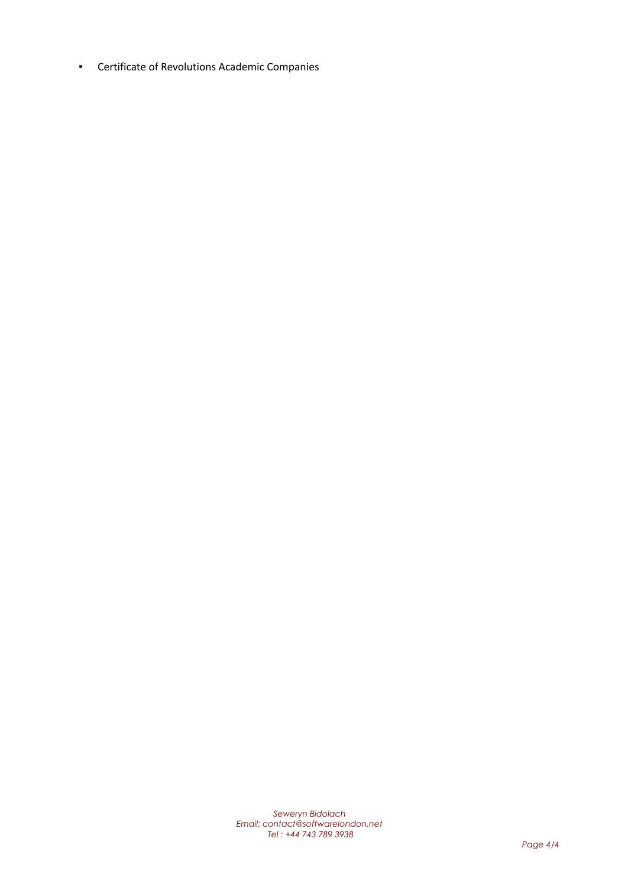- Certificate of Revolutions Academic Companies